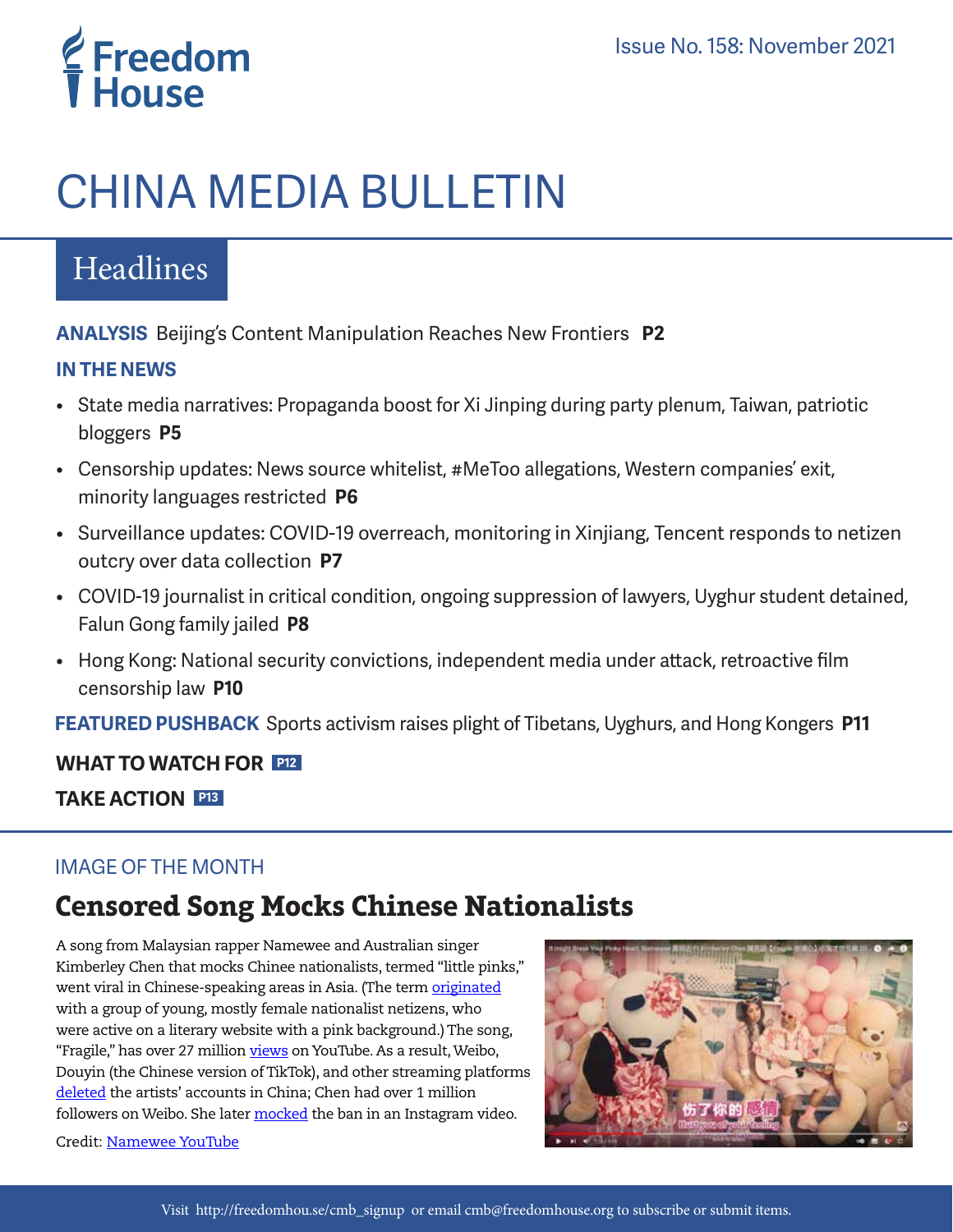Freedom House

Issue No. 158: November 2021

# CHINA MEDIA BULLETIN

## Headlines

**ANALYSIS** Beijing's Content Manipulation Reaches New Frontiers **P2**

**IN THE NEWS**

- State media narratives: Propaganda boost for Xi Jinping during party plenum, Taiwan, patriotic bloggers **P5**
- Censorship updates: News source whitelist, #MeToo allegations, Western companies' exit, minority languages restricted **P6**
- Surveillance updates: COVID-19 overreach, monitoring in Xinjiang, Tencent responds to netizen outcry over data collection **P7**
- COVID-19 journalist in critical condition, ongoing suppression of lawyers, Uyghur student detained, Falun Gong family jailed **P8**
- Hong Kong: National security convictions, independent media under attack, retroactive film censorship law **P10**

**FEATURED PUSHBACK** Sports activism raises plight of Tibetans, Uyghurs, and Hong Kongers **P11**

**WHAT TO WATCH FOR** **P12**

**TAKE ACTION** **P13**

IMAGE OF THE MONTH

## Censored Song Mocks Chinese Nationalists

A song from Malaysian rapper Namewee and Australian singer Kimberley Chen that mocks Chinee nationalists, termed "little pinks," went viral in Chinese-speaking areas in Asia. (The term originated with a group of young, mostly female nationalist netizens, who were active on a literary website with a pink background.) The song, "Fragile," has over 27 million views on YouTube. As a result, Weibo, Douyin (the Chinese version of TikTok), and other streaming platforms deleted the artists' accounts in China; Chen had over 1 million followers on Weibo. She later mocked the ban in an Instagram video.

Credit: Namewee YouTube

Visit http://freedomhou.se/cmb_signup or email cmb@freedomhouse.org to subscribe or submit items.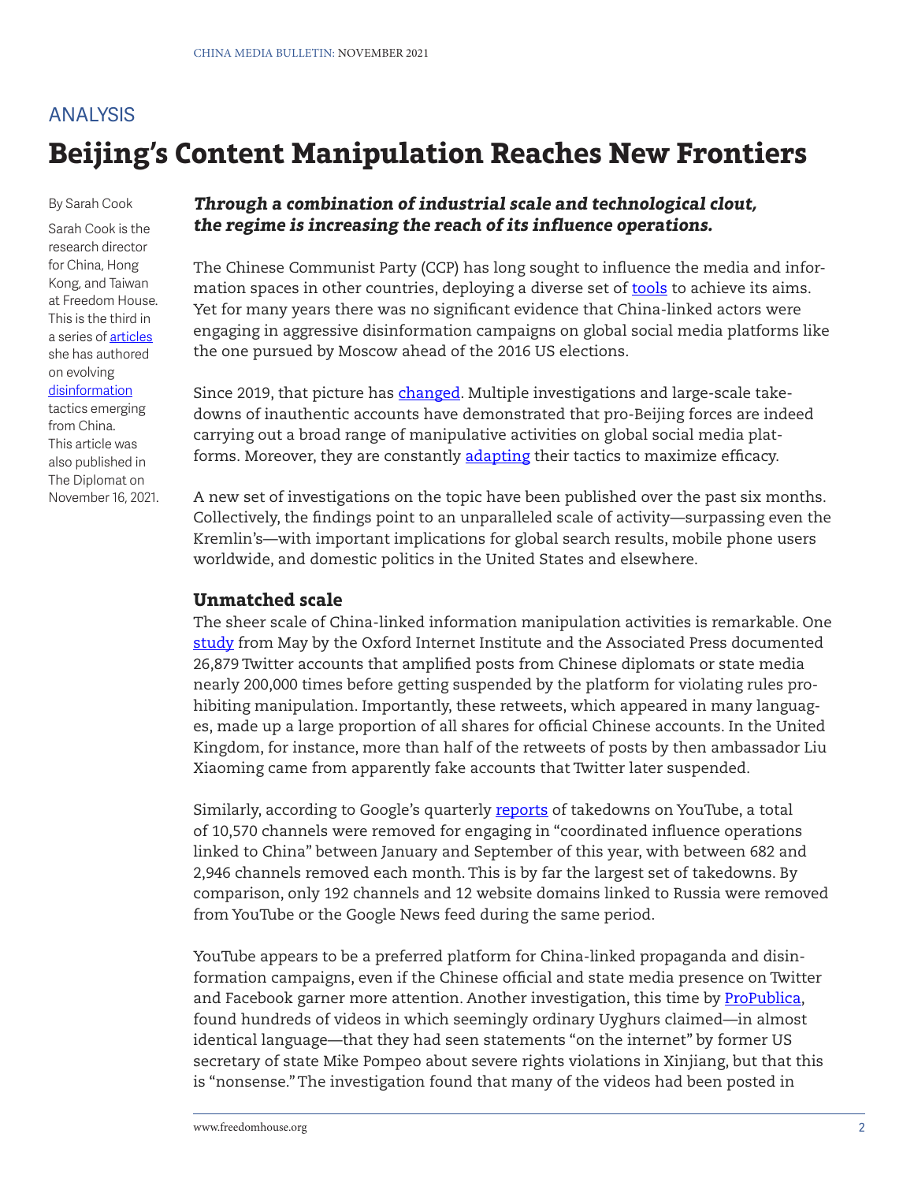## ANALYSIS

# Beijing's Content Manipulation Reaches New Frontiers

By Sarah Cook

Sarah Cook is the research director for China, Hong Kong, and Taiwan at Freedom House. This is the third in a series of articles she has authored on evolving disinformation tactics emerging from China. This article was also published in The Diplomat on November 16, 2021.

***Through a combination of industrial scale and technological clout, the regime is increasing the reach of its influence operations.***

The Chinese Communist Party (CCP) has long sought to influence the media and information spaces in other countries, deploying a diverse set of tools to achieve its aims. Yet for many years there was no significant evidence that China-linked actors were engaging in aggressive disinformation campaigns on global social media platforms like the one pursued by Moscow ahead of the 2016 US elections.

Since 2019, that picture has changed. Multiple investigations and large-scale takedowns of inauthentic accounts have demonstrated that pro-Beijing forces are indeed carrying out a broad range of manipulative activities on global social media platforms. Moreover, they are constantly adapting their tactics to maximize efficacy.

A new set of investigations on the topic have been published over the past six months. Collectively, the findings point to an unparalleled scale of activity—surpassing even the Kremlin's—with important implications for global search results, mobile phone users worldwide, and domestic politics in the United States and elsewhere.

### Unmatched scale

The sheer scale of China-linked information manipulation activities is remarkable. One study from May by the Oxford Internet Institute and the Associated Press documented 26,879 Twitter accounts that amplified posts from Chinese diplomats or state media nearly 200,000 times before getting suspended by the platform for violating rules prohibiting manipulation. Importantly, these retweets, which appeared in many languages, made up a large proportion of all shares for official Chinese accounts. In the United Kingdom, for instance, more than half of the retweets of posts by then ambassador Liu Xiaoming came from apparently fake accounts that Twitter later suspended.

Similarly, according to Google's quarterly reports of takedowns on YouTube, a total of 10,570 channels were removed for engaging in "coordinated influence operations linked to China" between January and September of this year, with between 682 and 2,946 channels removed each month. This is by far the largest set of takedowns. By comparison, only 192 channels and 12 website domains linked to Russia were removed from YouTube or the Google News feed during the same period.

YouTube appears to be a preferred platform for China-linked propaganda and disinformation campaigns, even if the Chinese official and state media presence on Twitter and Facebook garner more attention. Another investigation, this time by ProPublica, found hundreds of videos in which seemingly ordinary Uyghurs claimed—in almost identical language—that they had seen statements "on the internet" by former US secretary of state Mike Pompeo about severe rights violations in Xinjiang, but that this is "nonsense." The investigation found that many of the videos had been posted in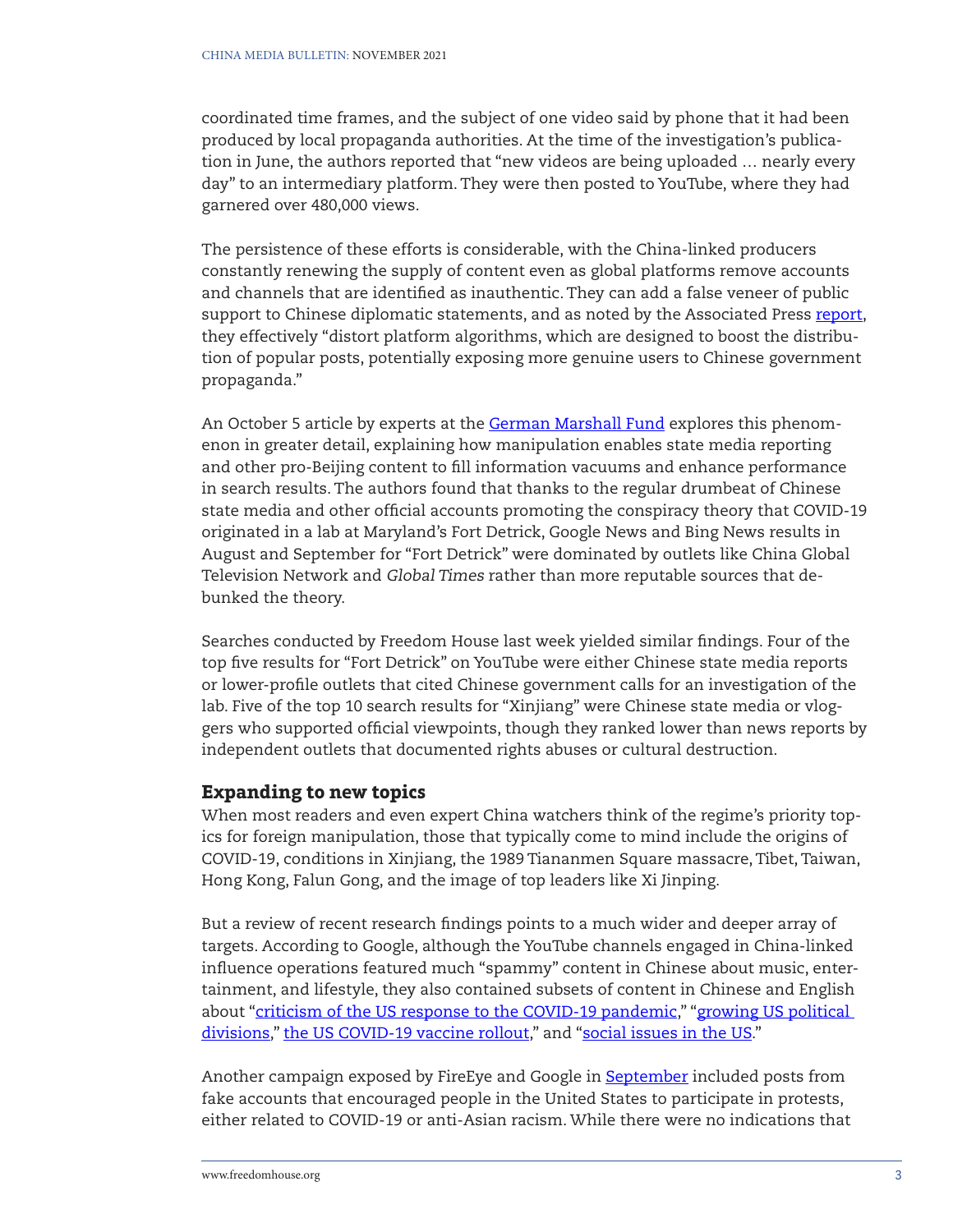coordinated time frames, and the subject of one video said by phone that it had been produced by local propaganda authorities. At the time of the investigation's publication in June, the authors reported that "new videos are being uploaded … nearly every day" to an intermediary platform. They were then posted to YouTube, where they had garnered over 480,000 views.

The persistence of these efforts is considerable, with the China-linked producers constantly renewing the supply of content even as global platforms remove accounts and channels that are identified as inauthentic. They can add a false veneer of public support to Chinese diplomatic statements, and as noted by the Associated Press report, they effectively "distort platform algorithms, which are designed to boost the distribution of popular posts, potentially exposing more genuine users to Chinese government propaganda."

An October 5 article by experts at the German Marshall Fund explores this phenomenon in greater detail, explaining how manipulation enables state media reporting and other pro-Beijing content to fill information vacuums and enhance performance in search results. The authors found that thanks to the regular drumbeat of Chinese state media and other official accounts promoting the conspiracy theory that COVID-19 originated in a lab at Maryland's Fort Detrick, Google News and Bing News results in August and September for "Fort Detrick" were dominated by outlets like China Global Television Network and *Global Times* rather than more reputable sources that debunked the theory.

Searches conducted by Freedom House last week yielded similar findings. Four of the top five results for "Fort Detrick" on YouTube were either Chinese state media reports or lower-profile outlets that cited Chinese government calls for an investigation of the lab. Five of the top 10 search results for "Xinjiang" were Chinese state media or vloggers who supported official viewpoints, though they ranked lower than news reports by independent outlets that documented rights abuses or cultural destruction.

## Expanding to new topics

When most readers and even expert China watchers think of the regime's priority topics for foreign manipulation, those that typically come to mind include the origins of COVID-19, conditions in Xinjiang, the 1989 Tiananmen Square massacre, Tibet, Taiwan, Hong Kong, Falun Gong, and the image of top leaders like Xi Jinping.

But a review of recent research findings points to a much wider and deeper array of targets. According to Google, although the YouTube channels engaged in China-linked influence operations featured much "spammy" content in Chinese about music, entertainment, and lifestyle, they also contained subsets of content in Chinese and English about "criticism of the US response to the COVID-19 pandemic," "growing US political divisions," the US COVID-19 vaccine rollout," and "social issues in the US."

Another campaign exposed by FireEye and Google in September included posts from fake accounts that encouraged people in the United States to participate in protests, either related to COVID-19 or anti-Asian racism. While there were no indications that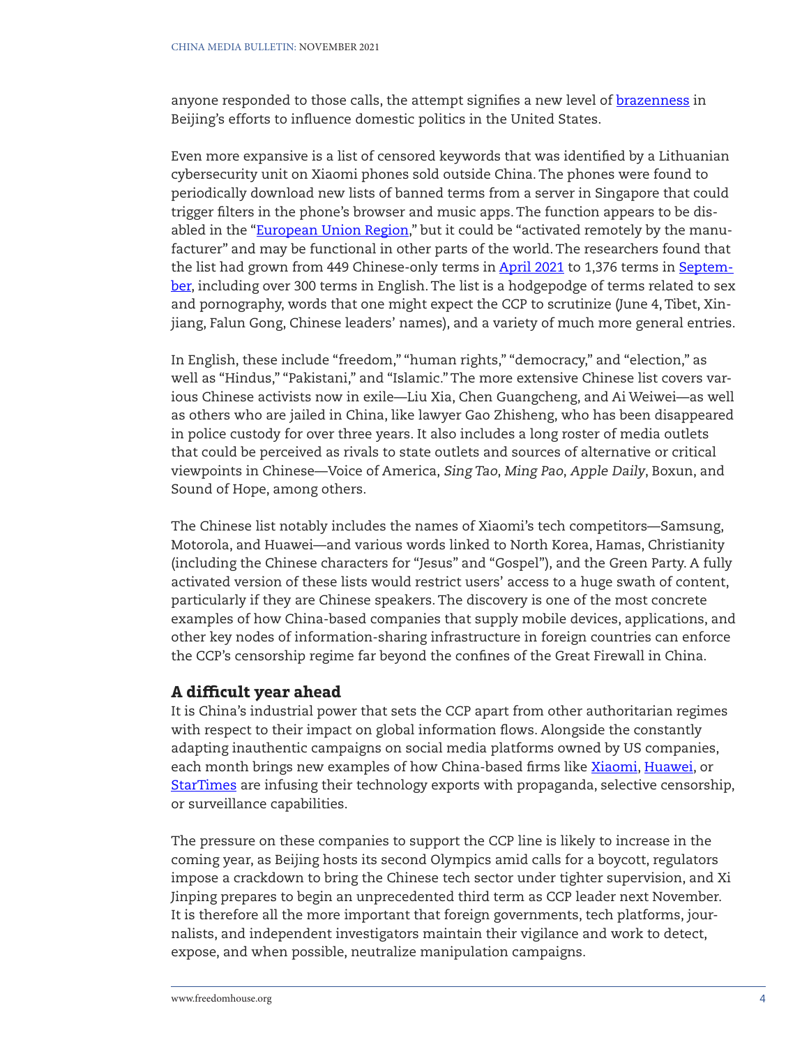anyone responded to those calls, the attempt signifies a new level of brazenness in Beijing's efforts to influence domestic politics in the United States.

Even more expansive is a list of censored keywords that was identified by a Lithuanian cybersecurity unit on Xiaomi phones sold outside China. The phones were found to periodically download new lists of banned terms from a server in Singapore that could trigger filters in the phone's browser and music apps. The function appears to be disabled in the "European Union Region," but it could be "activated remotely by the manufacturer" and may be functional in other parts of the world. The researchers found that the list had grown from 449 Chinese-only terms in April 2021 to 1,376 terms in September, including over 300 terms in English. The list is a hodgepodge of terms related to sex and pornography, words that one might expect the CCP to scrutinize (June 4, Tibet, Xinjiang, Falun Gong, Chinese leaders' names), and a variety of much more general entries.

In English, these include "freedom," "human rights," "democracy," and "election," as well as "Hindus," "Pakistani," and "Islamic." The more extensive Chinese list covers various Chinese activists now in exile—Liu Xia, Chen Guangcheng, and Ai Weiwei—as well as others who are jailed in China, like lawyer Gao Zhisheng, who has been disappeared in police custody for over three years. It also includes a long roster of media outlets that could be perceived as rivals to state outlets and sources of alternative or critical viewpoints in Chinese—Voice of America, *Sing Tao*, *Ming Pao*, *Apple Daily*, Boxun, and Sound of Hope, among others.

The Chinese list notably includes the names of Xiaomi's tech competitors—Samsung, Motorola, and Huawei—and various words linked to North Korea, Hamas, Christianity (including the Chinese characters for "Jesus" and "Gospel"), and the Green Party. A fully activated version of these lists would restrict users' access to a huge swath of content, particularly if they are Chinese speakers. The discovery is one of the most concrete examples of how China-based companies that supply mobile devices, applications, and other key nodes of information-sharing infrastructure in foreign countries can enforce the CCP's censorship regime far beyond the confines of the Great Firewall in China.

## A difficult year ahead

It is China's industrial power that sets the CCP apart from other authoritarian regimes with respect to their impact on global information flows. Alongside the constantly adapting inauthentic campaigns on social media platforms owned by US companies, each month brings new examples of how China-based firms like Xiaomi, Huawei, or StarTimes are infusing their technology exports with propaganda, selective censorship, or surveillance capabilities.

The pressure on these companies to support the CCP line is likely to increase in the coming year, as Beijing hosts its second Olympics amid calls for a boycott, regulators impose a crackdown to bring the Chinese tech sector under tighter supervision, and Xi Jinping prepares to begin an unprecedented third term as CCP leader next November. It is therefore all the more important that foreign governments, tech platforms, journalists, and independent investigators maintain their vigilance and work to detect, expose, and when possible, neutralize manipulation campaigns.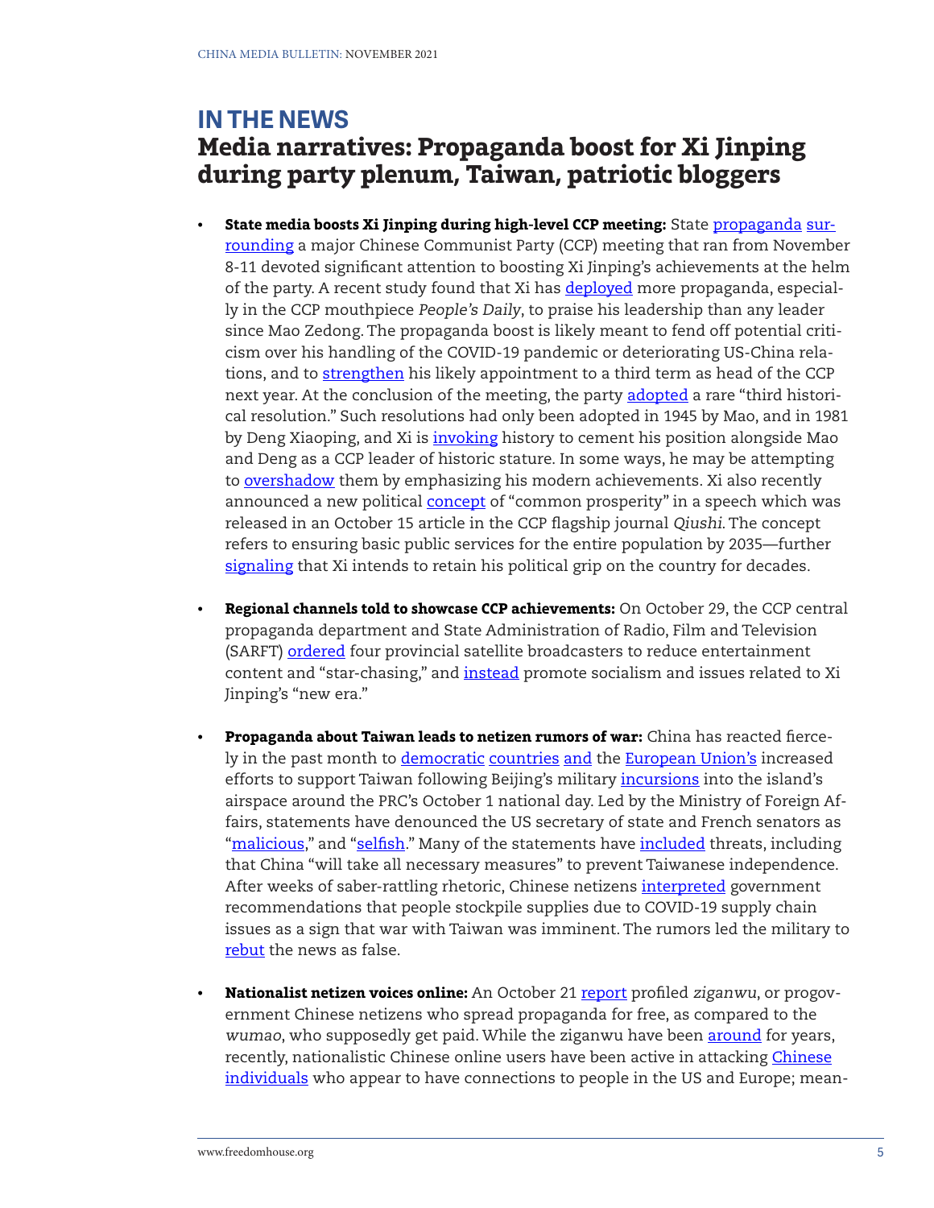## IN THE NEWS

# Media narratives: Propaganda boost for Xi Jinping during party plenum, Taiwan, patriotic bloggers

- **State media boosts Xi Jinping during high-level CCP meeting:** State propaganda surrounding a major Chinese Communist Party (CCP) meeting that ran from November 8-11 devoted significant attention to boosting Xi Jinping's achievements at the helm of the party. A recent study found that Xi has deployed more propaganda, especially in the CCP mouthpiece *People's Daily*, to praise his leadership than any leader since Mao Zedong. The propaganda boost is likely meant to fend off potential criticism over his handling of the COVID-19 pandemic or deteriorating US-China relations, and to strengthen his likely appointment to a third term as head of the CCP next year. At the conclusion of the meeting, the party adopted a rare "third historical resolution." Such resolutions had only been adopted in 1945 by Mao, and in 1981 by Deng Xiaoping, and Xi is invoking history to cement his position alongside Mao and Deng as a CCP leader of historic stature. In some ways, he may be attempting to overshadow them by emphasizing his modern achievements. Xi also recently announced a new political concept of "common prosperity" in a speech which was released in an October 15 article in the CCP flagship journal *Qiushi*. The concept refers to ensuring basic public services for the entire population by 2035—further signaling that Xi intends to retain his political grip on the country for decades.

- **Regional channels told to showcase CCP achievements:** On October 29, the CCP central propaganda department and State Administration of Radio, Film and Television (SARFT) ordered four provincial satellite broadcasters to reduce entertainment content and "star-chasing," and instead promote socialism and issues related to Xi Jinping's "new era."

- **Propaganda about Taiwan leads to netizen rumors of war:** China has reacted fiercely in the past month to democratic countries and the European Union's increased efforts to support Taiwan following Beijing's military incursions into the island's airspace around the PRC's October 1 national day. Led by the Ministry of Foreign Affairs, statements have denounced the US secretary of state and French senators as "malicious," and "selfish." Many of the statements have included threats, including that China "will take all necessary measures" to prevent Taiwanese independence. After weeks of saber-rattling rhetoric, Chinese netizens interpreted government recommendations that people stockpile supplies due to COVID-19 supply chain issues as a sign that war with Taiwan was imminent. The rumors led the military to rebut the news as false.

- **Nationalist netizen voices online:** An October 21 report profiled *ziganwu*, or progovernment Chinese netizens who spread propaganda for free, as compared to the *wumao*, who supposedly get paid. While the ziganwu have been around for years, recently, nationalistic Chinese online users have been active in attacking Chinese individuals who appear to have connections to people in the US and Europe; mean-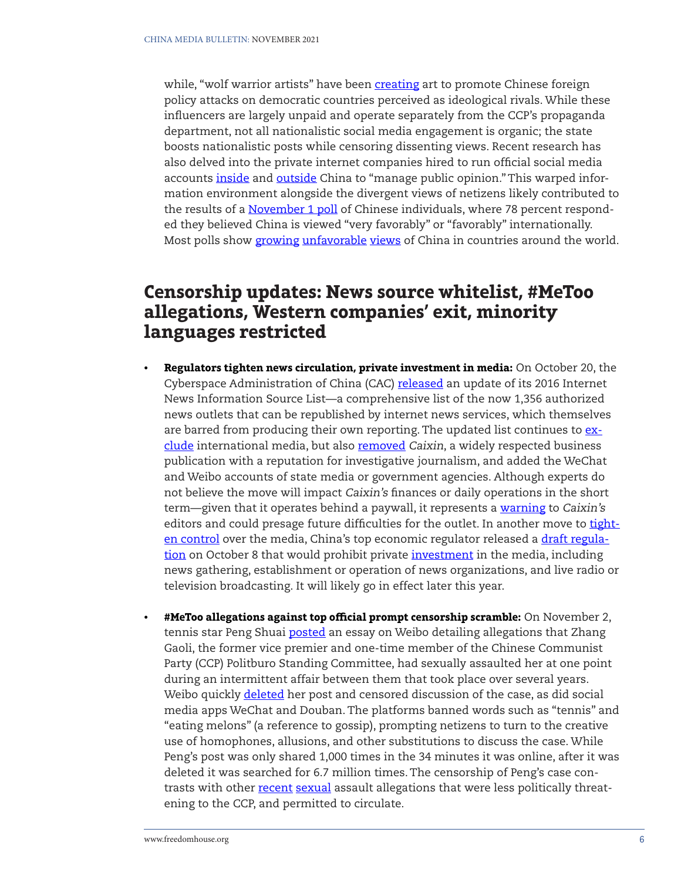while, "wolf warrior artists" have been creating art to promote Chinese foreign policy attacks on democratic countries perceived as ideological rivals. While these influencers are largely unpaid and operate separately from the CCP's propaganda department, not all nationalistic social media engagement is organic; the state boosts nationalistic posts while censoring dissenting views. Recent research has also delved into the private internet companies hired to run official social media accounts inside and outside China to "manage public opinion." This warped information environment alongside the divergent views of netizens likely contributed to the results of a November 1 poll of Chinese individuals, where 78 percent responded they believed China is viewed "very favorably" or "favorably" internationally. Most polls show growing unfavorable views of China in countries around the world.

## Censorship updates: News source whitelist, #MeToo allegations, Western companies' exit, minority languages restricted

- **Regulators tighten news circulation, private investment in media:** On October 20, the Cyberspace Administration of China (CAC) released an update of its 2016 Internet News Information Source List—a comprehensive list of the now 1,356 authorized news outlets that can be republished by internet news services, which themselves are barred from producing their own reporting. The updated list continues to exclude international media, but also removed *Caixin*, a widely respected business publication with a reputation for investigative journalism, and added the WeChat and Weibo accounts of state media or government agencies. Although experts do not believe the move will impact *Caixin's* finances or daily operations in the short term—given that it operates behind a paywall, it represents a warning to *Caixin's* editors and could presage future difficulties for the outlet. In another move to tighten control over the media, China's top economic regulator released a draft regulation on October 8 that would prohibit private investment in the media, including news gathering, establishment or operation of news organizations, and live radio or television broadcasting. It will likely go in effect later this year.

- **#MeToo allegations against top official prompt censorship scramble:** On November 2, tennis star Peng Shuai posted an essay on Weibo detailing allegations that Zhang Gaoli, the former vice premier and one-time member of the Chinese Communist Party (CCP) Politburo Standing Committee, had sexually assaulted her at one point during an intermittent affair between them that took place over several years. Weibo quickly deleted her post and censored discussion of the case, as did social media apps WeChat and Douban. The platforms banned words such as "tennis" and "eating melons" (a reference to gossip), prompting netizens to turn to the creative use of homophones, allusions, and other substitutions to discuss the case. While Peng's post was only shared 1,000 times in the 34 minutes it was online, after it was deleted it was searched for 6.7 million times. The censorship of Peng's case contrasts with other recent sexual assault allegations that were less politically threatening to the CCP, and permitted to circulate.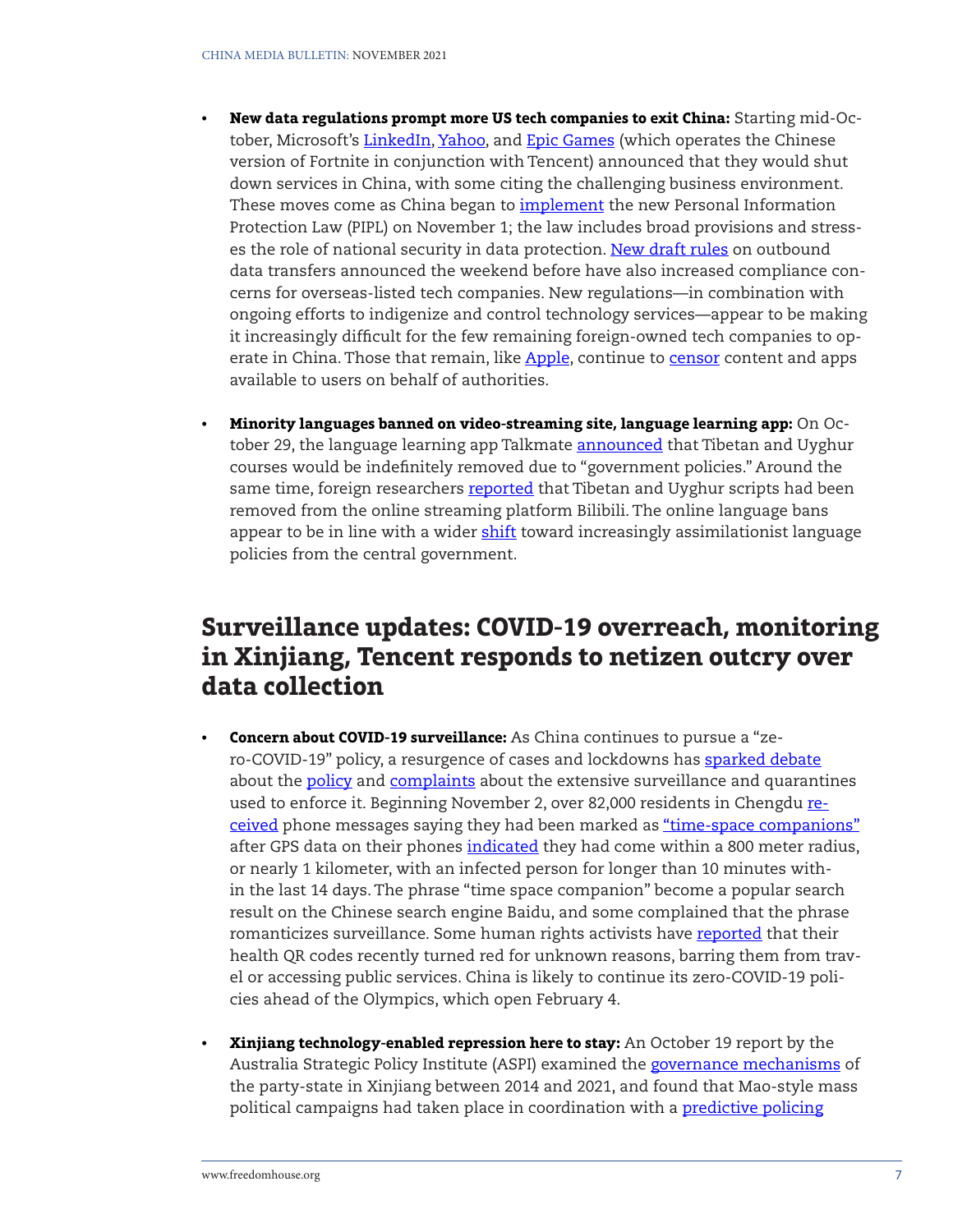- **New data regulations prompt more US tech companies to exit China:** Starting mid-October, Microsoft's LinkedIn, Yahoo, and Epic Games (which operates the Chinese version of Fortnite in conjunction with Tencent) announced that they would shut down services in China, with some citing the challenging business environment. These moves come as China began to implement the new Personal Information Protection Law (PIPL) on November 1; the law includes broad provisions and stresses the role of national security in data protection. New draft rules on outbound data transfers announced the weekend before have also increased compliance concerns for overseas-listed tech companies. New regulations—in combination with ongoing efforts to indigenize and control technology services—appear to be making it increasingly difficult for the few remaining foreign-owned tech companies to operate in China. Those that remain, like Apple, continue to censor content and apps available to users on behalf of authorities.

- **Minority languages banned on video-streaming site, language learning app:** On October 29, the language learning app Talkmate announced that Tibetan and Uyghur courses would be indefinitely removed due to "government policies." Around the same time, foreign researchers reported that Tibetan and Uyghur scripts had been removed from the online streaming platform Bilibili. The online language bans appear to be in line with a wider shift toward increasingly assimilationist language policies from the central government.

## Surveillance updates: COVID-19 overreach, monitoring in Xinjiang, Tencent responds to netizen outcry over data collection

- **Concern about COVID-19 surveillance:** As China continues to pursue a "zero-COVID-19" policy, a resurgence of cases and lockdowns has sparked debate about the policy and complaints about the extensive surveillance and quarantines used to enforce it. Beginning November 2, over 82,000 residents in Chengdu received phone messages saying they had been marked as "time-space companions" after GPS data on their phones indicated they had come within a 800 meter radius, or nearly 1 kilometer, with an infected person for longer than 10 minutes within the last 14 days. The phrase "time space companion" become a popular search result on the Chinese search engine Baidu, and some complained that the phrase romanticizes surveillance. Some human rights activists have reported that their health QR codes recently turned red for unknown reasons, barring them from travel or accessing public services. China is likely to continue its zero-COVID-19 policies ahead of the Olympics, which open February 4.

- **Xinjiang technology-enabled repression here to stay:** An October 19 report by the Australia Strategic Policy Institute (ASPI) examined the governance mechanisms of the party-state in Xinjiang between 2014 and 2021, and found that Mao-style mass political campaigns had taken place in coordination with a predictive policing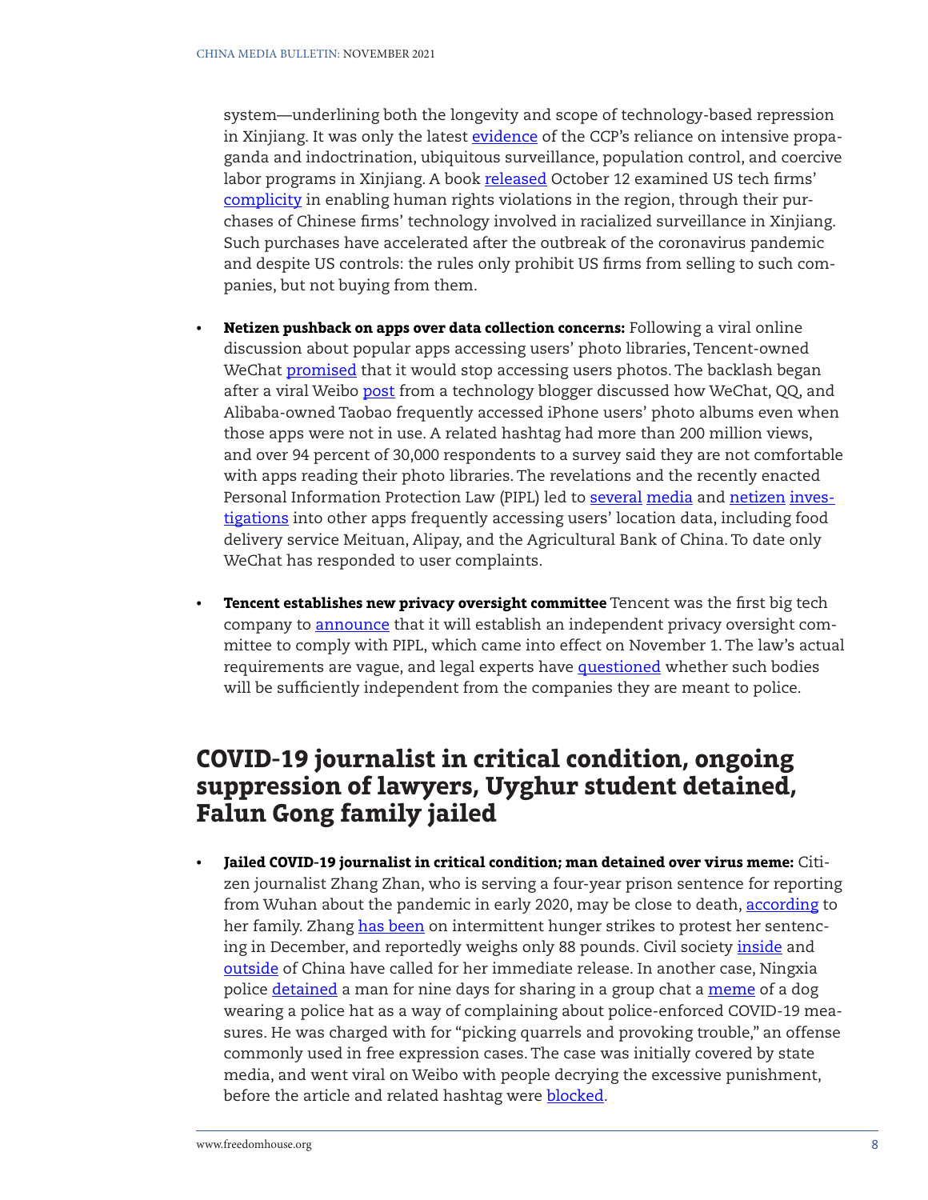system—underlining both the longevity and scope of technology-based repression in Xinjiang. It was only the latest evidence of the CCP's reliance on intensive propaganda and indoctrination, ubiquitous surveillance, population control, and coercive labor programs in Xinjiang. A book released October 12 examined US tech firms' complicity in enabling human rights violations in the region, through their purchases of Chinese firms' technology involved in racialized surveillance in Xinjiang. Such purchases have accelerated after the outbreak of the coronavirus pandemic and despite US controls: the rules only prohibit US firms from selling to such companies, but not buying from them.

- **Netizen pushback on apps over data collection concerns:** Following a viral online discussion about popular apps accessing users' photo libraries, Tencent-owned WeChat promised that it would stop accessing users photos. The backlash began after a viral Weibo post from a technology blogger discussed how WeChat, QQ, and Alibaba-owned Taobao frequently accessed iPhone users' photo albums even when those apps were not in use. A related hashtag had more than 200 million views, and over 94 percent of 30,000 respondents to a survey said they are not comfortable with apps reading their photo libraries. The revelations and the recently enacted Personal Information Protection Law (PIPL) led to several media and netizen investigations into other apps frequently accessing users' location data, including food delivery service Meituan, Alipay, and the Agricultural Bank of China. To date only WeChat has responded to user complaints.

- **Tencent establishes new privacy oversight committee** Tencent was the first big tech company to announce that it will establish an independent privacy oversight committee to comply with PIPL, which came into effect on November 1. The law's actual requirements are vague, and legal experts have questioned whether such bodies will be sufficiently independent from the companies they are meant to police.

## COVID-19 journalist in critical condition, ongoing suppression of lawyers, Uyghur student detained, Falun Gong family jailed

- **Jailed COVID-19 journalist in critical condition; man detained over virus meme:** Citizen journalist Zhang Zhan, who is serving a four-year prison sentence for reporting from Wuhan about the pandemic in early 2020, may be close to death, according to her family. Zhang has been on intermittent hunger strikes to protest her sentencing in December, and reportedly weighs only 88 pounds. Civil society inside and outside of China have called for her immediate release. In another case, Ningxia police detained a man for nine days for sharing in a group chat a meme of a dog wearing a police hat as a way of complaining about police-enforced COVID-19 measures. He was charged with for "picking quarrels and provoking trouble," an offense commonly used in free expression cases. The case was initially covered by state media, and went viral on Weibo with people decrying the excessive punishment, before the article and related hashtag were blocked.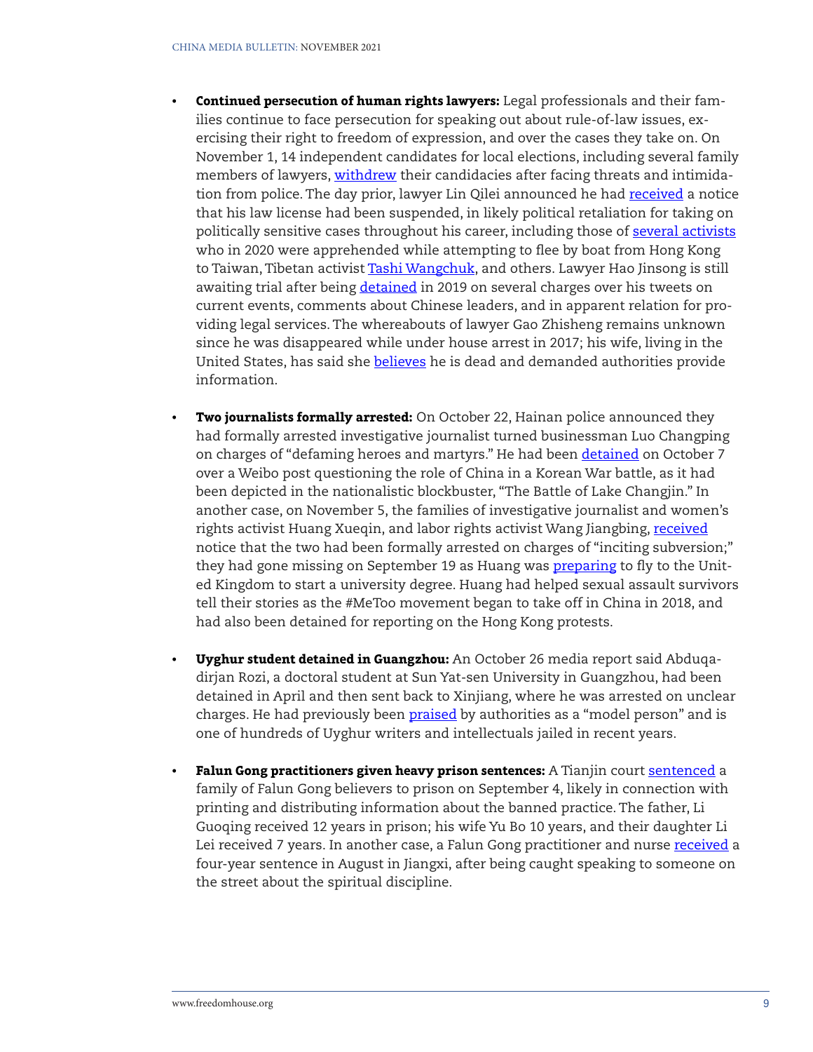- **Continued persecution of human rights lawyers:** Legal professionals and their families continue to face persecution for speaking out about rule-of-law issues, exercising their right to freedom of expression, and over the cases they take on. On November 1, 14 independent candidates for local elections, including several family members of lawyers, withdrew their candidacies after facing threats and intimidation from police. The day prior, lawyer Lin Qilei announced he had received a notice that his law license had been suspended, in likely political retaliation for taking on politically sensitive cases throughout his career, including those of several activists who in 2020 were apprehended while attempting to flee by boat from Hong Kong to Taiwan, Tibetan activist Tashi Wangchuk, and others. Lawyer Hao Jinsong is still awaiting trial after being detained in 2019 on several charges over his tweets on current events, comments about Chinese leaders, and in apparent relation for providing legal services. The whereabouts of lawyer Gao Zhisheng remains unknown since he was disappeared while under house arrest in 2017; his wife, living in the United States, has said she believes he is dead and demanded authorities provide information.

- **Two journalists formally arrested:** On October 22, Hainan police announced they had formally arrested investigative journalist turned businessman Luo Changping on charges of "defaming heroes and martyrs." He had been detained on October 7 over a Weibo post questioning the role of China in a Korean War battle, as it had been depicted in the nationalistic blockbuster, "The Battle of Lake Changjin." In another case, on November 5, the families of investigative journalist and women's rights activist Huang Xueqin, and labor rights activist Wang Jiangbing, received notice that the two had been formally arrested on charges of "inciting subversion;" they had gone missing on September 19 as Huang was preparing to fly to the United Kingdom to start a university degree. Huang had helped sexual assault survivors tell their stories as the #MeToo movement began to take off in China in 2018, and had also been detained for reporting on the Hong Kong protests.

- **Uyghur student detained in Guangzhou:** An October 26 media report said Abduqadirjan Rozi, a doctoral student at Sun Yat-sen University in Guangzhou, had been detained in April and then sent back to Xinjiang, where he was arrested on unclear charges. He had previously been praised by authorities as a "model person" and is one of hundreds of Uyghur writers and intellectuals jailed in recent years.

- **Falun Gong practitioners given heavy prison sentences:** A Tianjin court sentenced a family of Falun Gong believers to prison on September 4, likely in connection with printing and distributing information about the banned practice. The father, Li Guoqing received 12 years in prison; his wife Yu Bo 10 years, and their daughter Li Lei received 7 years. In another case, a Falun Gong practitioner and nurse received a four-year sentence in August in Jiangxi, after being caught speaking to someone on the street about the spiritual discipline.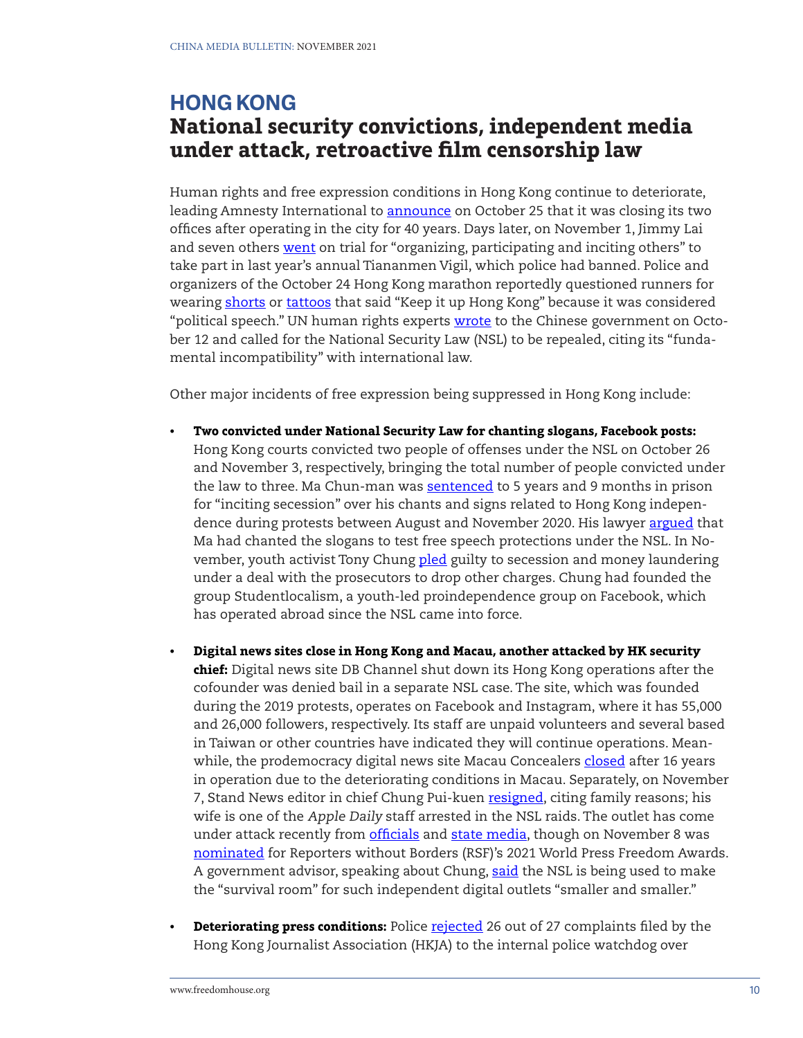## HONG KONG

# National security convictions, independent media under attack, retroactive film censorship law

Human rights and free expression conditions in Hong Kong continue to deteriorate, leading Amnesty International to announce on October 25 that it was closing its two offices after operating in the city for 40 years. Days later, on November 1, Jimmy Lai and seven others went on trial for "organizing, participating and inciting others" to take part in last year's annual Tiananmen Vigil, which police had banned. Police and organizers of the October 24 Hong Kong marathon reportedly questioned runners for wearing shorts or tattoos that said "Keep it up Hong Kong" because it was considered "political speech." UN human rights experts wrote to the Chinese government on October 12 and called for the National Security Law (NSL) to be repealed, citing its "fundamental incompatibility" with international law.

Other major incidents of free expression being suppressed in Hong Kong include:

- **Two convicted under National Security Law for chanting slogans, Facebook posts:** Hong Kong courts convicted two people of offenses under the NSL on October 26 and November 3, respectively, bringing the total number of people convicted under the law to three. Ma Chun-man was sentenced to 5 years and 9 months in prison for "inciting secession" over his chants and signs related to Hong Kong independence during protests between August and November 2020. His lawyer argued that Ma had chanted the slogans to test free speech protections under the NSL. In November, youth activist Tony Chung pled guilty to secession and money laundering under a deal with the prosecutors to drop other charges. Chung had founded the group Studentlocalism, a youth-led proindependence group on Facebook, which has operated abroad since the NSL came into force.

- **Digital news sites close in Hong Kong and Macau, another attacked by HK security chief:** Digital news site DB Channel shut down its Hong Kong operations after the cofounder was denied bail in a separate NSL case. The site, which was founded during the 2019 protests, operates on Facebook and Instagram, where it has 55,000 and 26,000 followers, respectively. Its staff are unpaid volunteers and several based in Taiwan or other countries have indicated they will continue operations. Meanwhile, the prodemocracy digital news site Macau Concealers closed after 16 years in operation due to the deteriorating conditions in Macau. Separately, on November 7, Stand News editor in chief Chung Pui-kuen resigned, citing family reasons; his wife is one of the *Apple Daily* staff arrested in the NSL raids. The outlet has come under attack recently from officials and state media, though on November 8 was nominated for Reporters without Borders (RSF)'s 2021 World Press Freedom Awards. A government advisor, speaking about Chung, said the NSL is being used to make the "survival room" for such independent digital outlets "smaller and smaller."

- **Deteriorating press conditions:** Police rejected 26 out of 27 complaints filed by the Hong Kong Journalist Association (HKJA) to the internal police watchdog over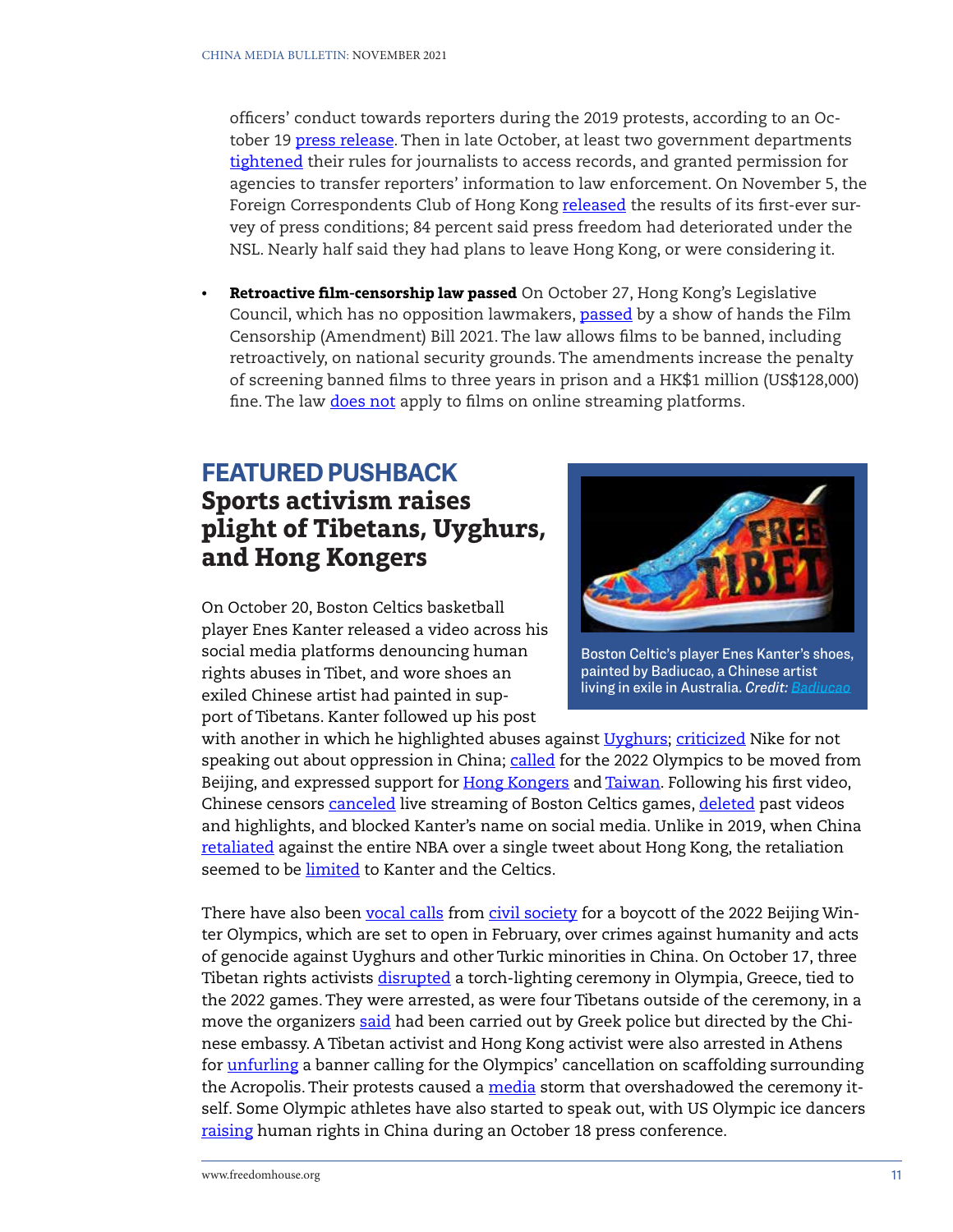officers' conduct towards reporters during the 2019 protests, according to an October 19 press release. Then in late October, at least two government departments tightened their rules for journalists to access records, and granted permission for agencies to transfer reporters' information to law enforcement. On November 5, the Foreign Correspondents Club of Hong Kong released the results of its first-ever survey of press conditions; 84 percent said press freedom had deteriorated under the NSL. Nearly half said they had plans to leave Hong Kong, or were considering it.

- **Retroactive film-censorship law passed** On October 27, Hong Kong's Legislative Council, which has no opposition lawmakers, passed by a show of hands the Film Censorship (Amendment) Bill 2021. The law allows films to be banned, including retroactively, on national security grounds. The amendments increase the penalty of screening banned films to three years in prison and a HK$1 million (US$128,000) fine. The law does not apply to films on online streaming platforms.

## FEATURED PUSHBACK

### Sports activism raises plight of Tibetans, Uyghurs, and Hong Kongers

Boston Celtic's player Enes Kanter's shoes, painted by Badiucao, a Chinese artist living in exile in Australia. *Credit: Badiucao*

On October 20, Boston Celtics basketball player Enes Kanter released a video across his social media platforms denouncing human rights abuses in Tibet, and wore shoes an exiled Chinese artist had painted in support of Tibetans. Kanter followed up his post with another in which he highlighted abuses against Uyghurs; criticized Nike for not speaking out about oppression in China; called for the 2022 Olympics to be moved from Beijing, and expressed support for Hong Kongers and Taiwan. Following his first video, Chinese censors canceled live streaming of Boston Celtics games, deleted past videos and highlights, and blocked Kanter's name on social media. Unlike in 2019, when China retaliated against the entire NBA over a single tweet about Hong Kong, the retaliation seemed to be limited to Kanter and the Celtics.

There have also been vocal calls from civil society for a boycott of the 2022 Beijing Winter Olympics, which are set to open in February, over crimes against humanity and acts of genocide against Uyghurs and other Turkic minorities in China. On October 17, three Tibetan rights activists disrupted a torch-lighting ceremony in Olympia, Greece, tied to the 2022 games. They were arrested, as were four Tibetans outside of the ceremony, in a move the organizers said had been carried out by Greek police but directed by the Chinese embassy. A Tibetan activist and Hong Kong activist were also arrested in Athens for unfurling a banner calling for the Olympics' cancellation on scaffolding surrounding the Acropolis. Their protests caused a media storm that overshadowed the ceremony itself. Some Olympic athletes have also started to speak out, with US Olympic ice dancers raising human rights in China during an October 18 press conference.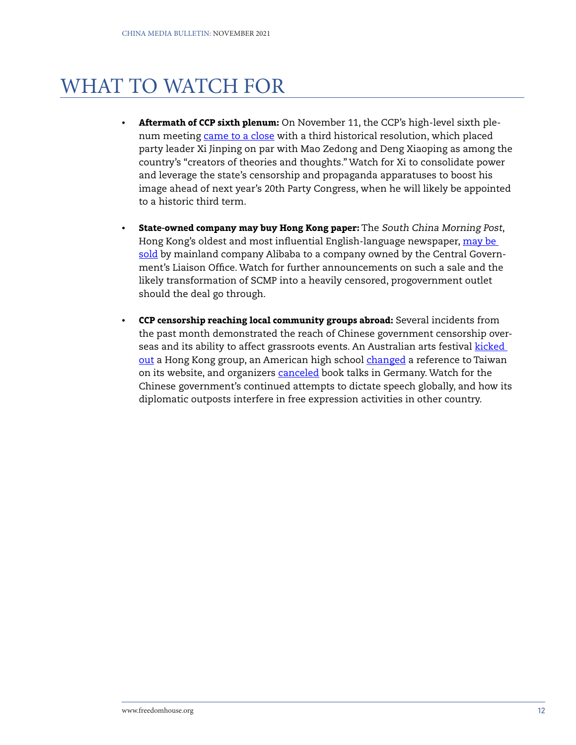# WHAT TO WATCH FOR

- **Aftermath of CCP sixth plenum:** On November 11, the CCP's high-level sixth plenum meeting came to a close with a third historical resolution, which placed party leader Xi Jinping on par with Mao Zedong and Deng Xiaoping as among the country's "creators of theories and thoughts." Watch for Xi to consolidate power and leverage the state's censorship and propaganda apparatuses to boost his image ahead of next year's 20th Party Congress, when he will likely be appointed to a historic third term.

- **State-owned company may buy Hong Kong paper:** The *South China Morning Post*, Hong Kong's oldest and most influential English-language newspaper, may be sold by mainland company Alibaba to a company owned by the Central Government's Liaison Office. Watch for further announcements on such a sale and the likely transformation of SCMP into a heavily censored, progovernment outlet should the deal go through.

- **CCP censorship reaching local community groups abroad:** Several incidents from the past month demonstrated the reach of Chinese government censorship overseas and its ability to affect grassroots events. An Australian arts festival kicked out a Hong Kong group, an American high school changed a reference to Taiwan on its website, and organizers canceled book talks in Germany. Watch for the Chinese government's continued attempts to dictate speech globally, and how its diplomatic outposts interfere in free expression activities in other country.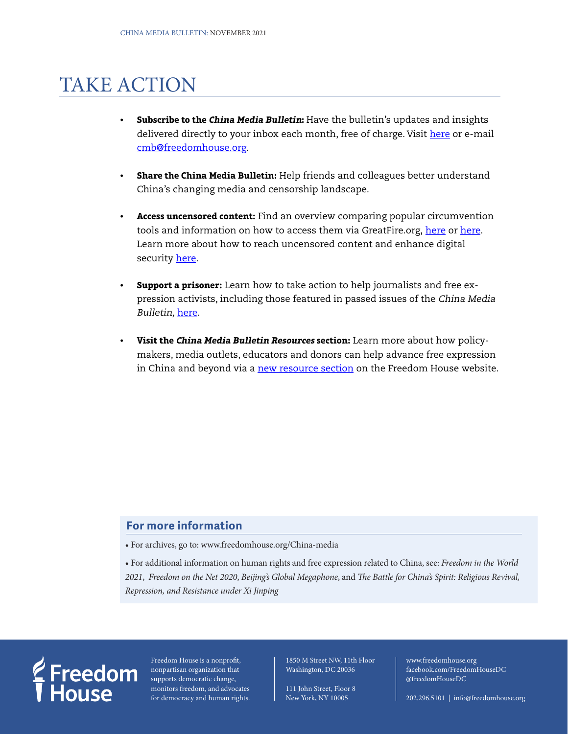# TAKE ACTION

- **Subscribe to the *China Media Bulletin*:** Have the bulletin's updates and insights delivered directly to your inbox each month, free of charge. Visit here or e-mail cmb@freedomhouse.org.

- **Share the China Media Bulletin:** Help friends and colleagues better understand China's changing media and censorship landscape.

- **Access uncensored content:** Find an overview comparing popular circumvention tools and information on how to access them via GreatFire.org, here or here. Learn more about how to reach uncensored content and enhance digital security here.

- **Support a prisoner:** Learn how to take action to help journalists and free expression activists, including those featured in passed issues of the *China Media Bulletin,* here.

- **Visit the *China Media Bulletin Resources* section:** Learn more about how policymakers, media outlets, educators and donors can help advance free expression in China and beyond via a new resource section on the Freedom House website.

## For more information

- For archives, go to: www.freedomhouse.org/China-media
- For additional information on human rights and free expression related to China, see: *Freedom in the World 2021*, *Freedom on the Net 2020*, *Beijing's Global Megaphone*, and *The Battle for China's Spirit: Religious Revival, Repression, and Resistance under Xi Jinping*

Freedom House

Freedom House is a nonprofit, nonpartisan organization that supports democratic change, monitors freedom, and advocates for democracy and human rights.

1850 M Street NW, 11th Floor
Washington, DC 20036

111 John Street, Floor 8
New York, NY 10005

www.freedomhouse.org
facebook.com/FreedomHouseDC
@freedomHouseDC

202.296.5101 | info@freedomhouse.org